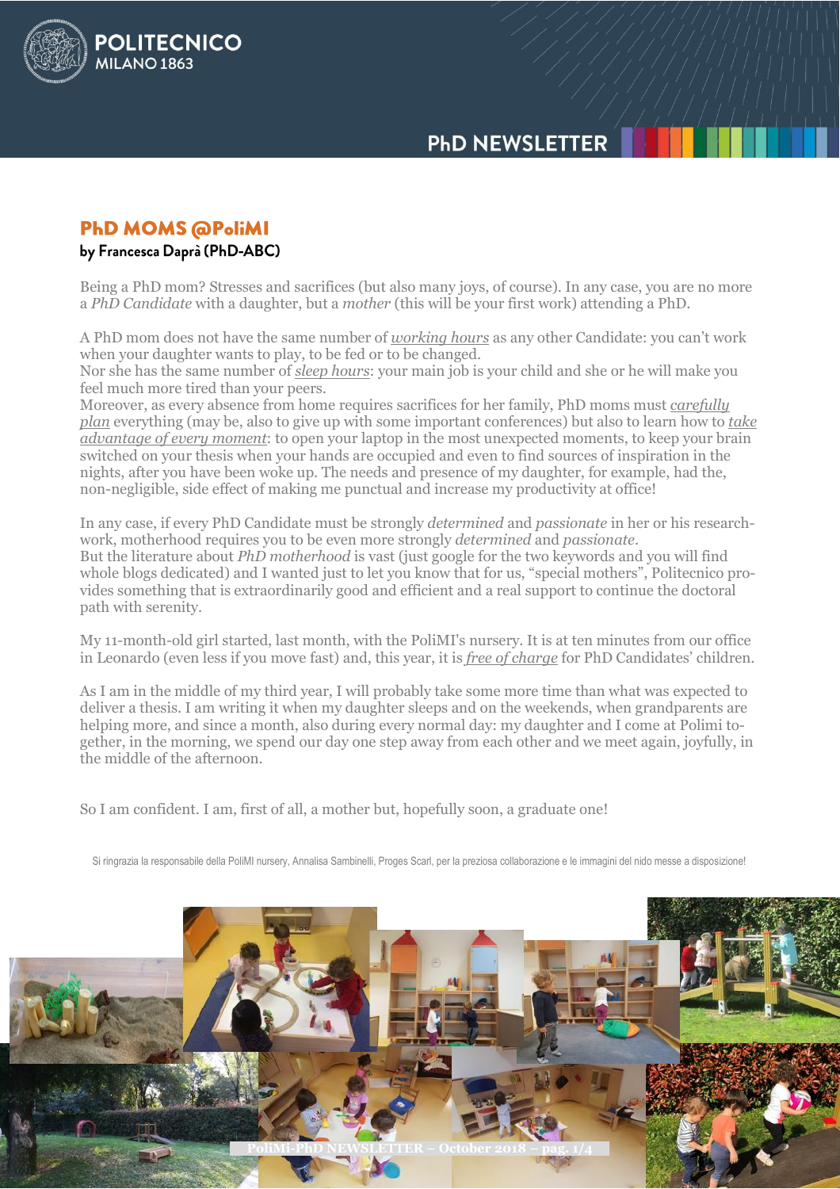# PhD MOMS @PoliMI

**by Francesca Daprà (PhD-ABC)**

Being a PhD mom? Stresses and sacrifices (but also many joys, of course). In any case, you are no more a *PhD Candidate* with a daughter, but a *mother* (this will be your first work) attending a PhD.

A PhD mom does not have the same number of *working hours* as any other Candidate: you can't work when your daughter wants to play, to be fed or to be changed.
Nor she has the same number of *sleep hours*: your main job is your child and she or he will make you feel much more tired than your peers.
Moreover, as every absence from home requires sacrifices for her family, PhD moms must *carefully plan* everything (may be, also to give up with some important conferences) but also to learn how to *take advantage of every moment*: to open your laptop in the most unexpected moments, to keep your brain switched on your thesis when your hands are occupied and even to find sources of inspiration in the nights, after you have been woke up. The needs and presence of my daughter, for example, had the, non-negligible, side effect of making me punctual and increase my productivity at office!

In any case, if every PhD Candidate must be strongly *determined* and *passionate* in her or his research-work, motherhood requires you to be even more strongly *determined* and *passionate*.
But the literature about *PhD motherhood* is vast (just google for the two keywords and you will find whole blogs dedicated) and I wanted just to let you know that for us, "special mothers", Politecnico provides something that is extraordinarily good and efficient and a real support to continue the doctoral path with serenity.

My 11-month-old girl started, last month, with the PoliMI's nursery. It is at ten minutes from our office in Leonardo (even less if you move fast) and, this year, it is *free of charge* for PhD Candidates' children.

As I am in the middle of my third year, I will probably take some more time than what was expected to deliver a thesis. I am writing it when my daughter sleeps and on the weekends, when grandparents are helping more, and since a month, also during every normal day: my daughter and I come at Polimi together, in the morning, we spend our day one step away from each other and we meet again, joyfully, in the middle of the afternoon.

So I am confident. I am, first of all, a mother but, hopefully soon, a graduate one!

Si ringrazia la responsabile della PoliMI nursery, Annalisa Sambinelli, Proges Scarl, per la preziosa collaborazione e le immagini del nido messe a disposizione!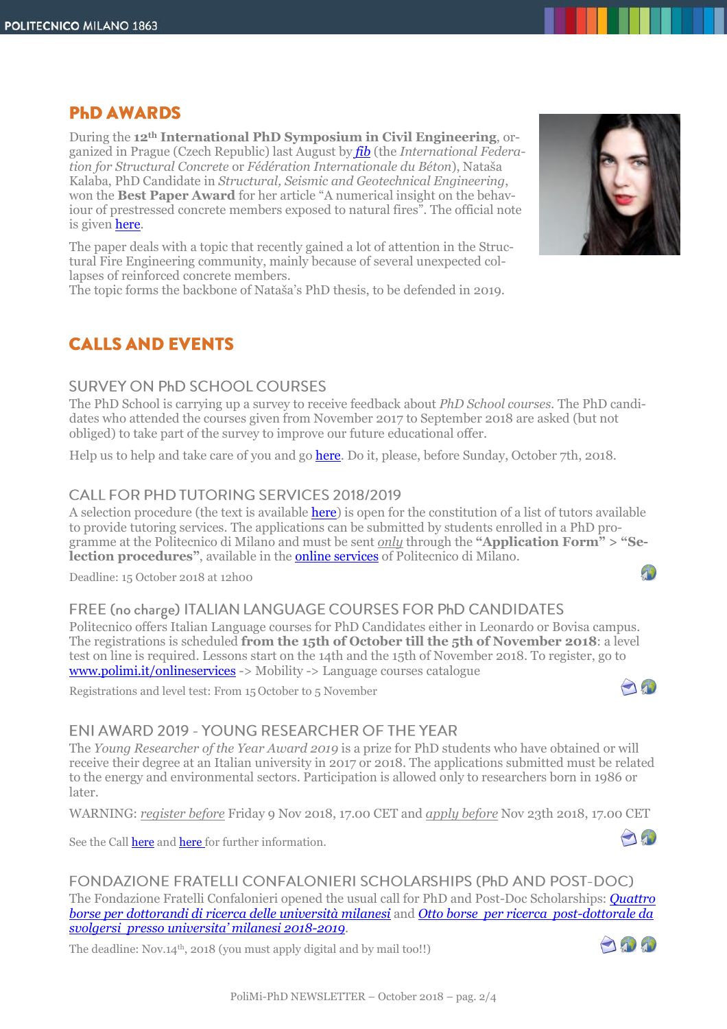## PhD AWARDS

During the **12th International PhD Symposium in Civil Engineering**, organized in Prague (Czech Republic) last August by ***fib*** (the *International Federation for Structural Concrete* or *Fédération Internationale du Béton*), Nataša Kalaba, PhD Candidate in *Structural, Seismic and Geotechnical Engineering*, won the **Best Paper Award** for her article "A numerical insight on the behaviour of prestressed concrete members exposed to natural fires". The official note is given here.

The paper deals with a topic that recently gained a lot of attention in the Structural Fire Engineering community, mainly because of several unexpected collapses of reinforced concrete members.
The topic forms the backbone of Nataša's PhD thesis, to be defended in 2019.

## CALLS AND EVENTS

### SURVEY ON PhD SCHOOL COURSES

The PhD School is carrying up a survey to receive feedback about *PhD School courses*. The PhD candidates who attended the courses given from November 2017 to September 2018 are asked (but not obliged) to take part of the survey to improve our future educational offer.

Help us to help and take care of you and go here. Do it, please, before Sunday, October 7th, 2018.

### CALL FOR PHD TUTORING SERVICES 2018/2019

A selection procedure (the text is available here) is open for the constitution of a list of tutors available to provide tutoring services. The applications can be submitted by students enrolled in a PhD programme at the Politecnico di Milano and must be sent *only* through the **"Application Form" > "Selection procedures"**, available in the online services of Politecnico di Milano.

Deadline: 15 October 2018 at 12h00

### FREE (no charge) ITALIAN LANGUAGE COURSES FOR PhD CANDIDATES

Politecnico offers Italian Language courses for PhD Candidates either in Leonardo or Bovisa campus. The registrations is scheduled **from the 15th of October till the 5th of November 2018**: a level test on line is required. Lessons start on the 14th and the 15th of November 2018. To register, go to www.polimi.it/onlineservices -> Mobility -> Language courses catalogue

Registrations and level test: From 15 October to 5 November

### ENI AWARD 2019 - YOUNG RESEARCHER OF THE YEAR

The *Young Researcher of the Year Award 2019* is a prize for PhD students who have obtained or will receive their degree at an Italian university in 2017 or 2018. The applications submitted must be related to the energy and environmental sectors. Participation is allowed only to researchers born in 1986 or later.

WARNING: *register before* Friday 9 Nov 2018, 17.00 CET and *apply before* Nov 23th 2018, 17.00 CET

See the Call here and here for further information.

### FONDAZIONE FRATELLI CONFALONIERI SCHOLARSHIPS (PhD AND POST-DOC)

The Fondazione Fratelli Confalonieri opened the usual call for PhD and Post-Doc Scholarships: *Quattro borse per dottorandi di ricerca delle università milanesi* and *Otto borse per ricerca post-dottorale da svolgersi presso universita' milanesi 2018-2019*.

The deadline: Nov.14th, 2018 (you must apply digital and by mail too!!)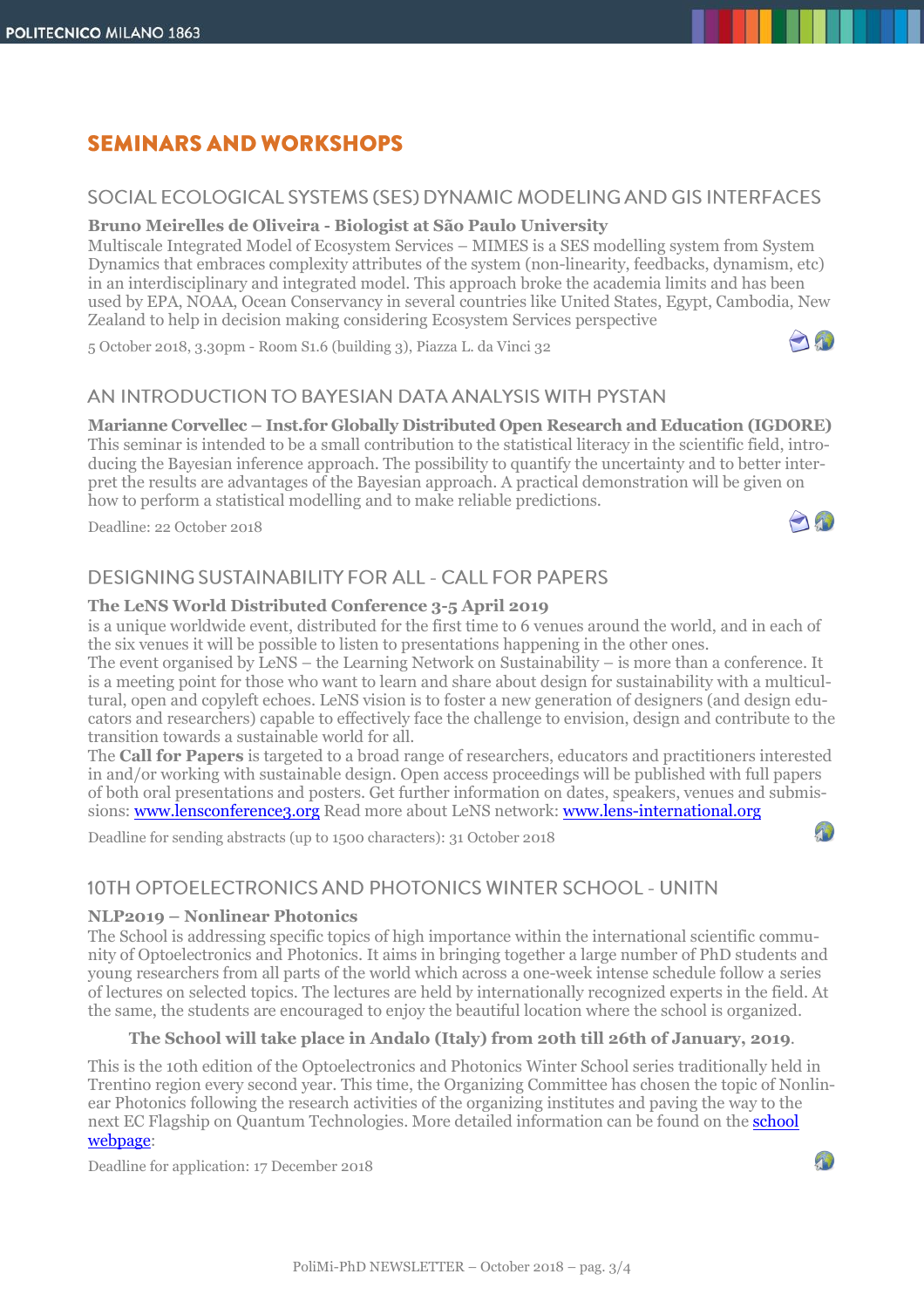# SEMINARS AND WORKSHOPS

## SOCIAL ECOLOGICAL SYSTEMS (SES) DYNAMIC MODELING AND GIS INTERFACES

**Bruno Meirelles de Oliveira - Biologist at São Paulo University**
Multiscale Integrated Model of Ecosystem Services – MIMES is a SES modelling system from System Dynamics that embraces complexity attributes of the system (non-linearity, feedbacks, dynamism, etc) in an interdisciplinary and integrated model. This approach broke the academia limits and has been used by EPA, NOAA, Ocean Conservancy in several countries like United States, Egypt, Cambodia, New Zealand to help in decision making considering Ecosystem Services perspective

5 October 2018, 3.30pm - Room S1.6 (building 3), Piazza L. da Vinci 32

## AN INTRODUCTION TO BAYESIAN DATA ANALYSIS WITH PYSTAN

**Marianne Corvellec – Inst.for Globally Distributed Open Research and Education (IGDORE)**
This seminar is intended to be a small contribution to the statistical literacy in the scientific field, introducing the Bayesian inference approach. The possibility to quantify the uncertainty and to better interpret the results are advantages of the Bayesian approach. A practical demonstration will be given on how to perform a statistical modelling and to make reliable predictions.

Deadline: 22 October 2018

## DESIGNING SUSTAINABILITY FOR ALL - CALL FOR PAPERS

**The LeNS World Distributed Conference 3-5 April 2019**
is a unique worldwide event, distributed for the first time to 6 venues around the world, and in each of the six venues it will be possible to listen to presentations happening in the other ones.
The event organised by LeNS – the Learning Network on Sustainability – is more than a conference. It is a meeting point for those who want to learn and share about design for sustainability with a multicultural, open and copyleft echoes. LeNS vision is to foster a new generation of designers (and design educators and researchers) capable to effectively face the challenge to envision, design and contribute to the transition towards a sustainable world for all.
The **Call for Papers** is targeted to a broad range of researchers, educators and practitioners interested in and/or working with sustainable design. Open access proceedings will be published with full papers of both oral presentations and posters. Get further information on dates, speakers, venues and submissions: www.lensconference3.org Read more about LeNS network: www.lens-international.org

Deadline for sending abstracts (up to 1500 characters): 31 October 2018

## 10TH OPTOELECTRONICS AND PHOTONICS WINTER SCHOOL - UNITN

**NLP2019 – Nonlinear Photonics**
The School is addressing specific topics of high importance within the international scientific community of Optoelectronics and Photonics. It aims in bringing together a large number of PhD students and young researchers from all parts of the world which across a one-week intense schedule follow a series of lectures on selected topics. The lectures are held by internationally recognized experts in the field. At the same, the students are encouraged to enjoy the beautiful location where the school is organized.

**The School will take place in Andalo (Italy) from 20th till 26th of January, 2019**.

This is the 10th edition of the Optoelectronics and Photonics Winter School series traditionally held in Trentino region every second year. This time, the Organizing Committee has chosen the topic of Nonlinear Photonics following the research activities of the organizing institutes and paving the way to the next EC Flagship on Quantum Technologies. More detailed information can be found on the school webpage:

Deadline for application: 17 December 2018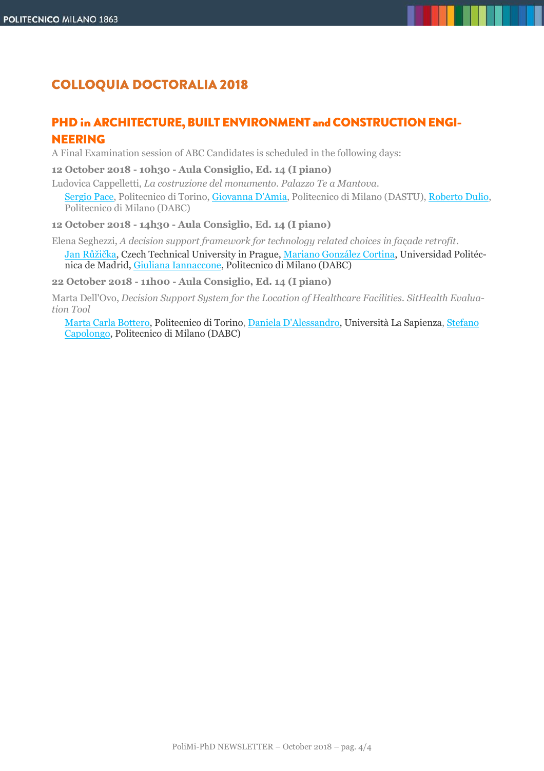# COLLOQUIA DOCTORALIA 2018

## PHD in ARCHITECTURE, BUILT ENVIRONMENT and CONSTRUCTION ENGINEERING

A Final Examination session of ABC Candidates is scheduled in the following days:

**12 October 2018 - 10h30 - Aula Consiglio, Ed. 14 (I piano)**

Ludovica Cappelletti, *La costruzione del monumento. Palazzo Te a Mantova.*

Sergio Pace, Politecnico di Torino, Giovanna D'Amia, Politecnico di Milano (DASTU), Roberto Dulio, Politecnico di Milano (DABC)

**12 October 2018 - 14h30 - Aula Consiglio, Ed. 14 (I piano)**

Elena Seghezzi, *A decision support framework for technology related choices in façade retrofit.*

Jan Růžička, Czech Technical University in Prague, Mariano González Cortina, Universidad Politécnica de Madrid, Giuliana Iannaccone, Politecnico di Milano (DABC)

**22 October 2018 - 11h00 - Aula Consiglio, Ed. 14 (I piano)**

Marta Dell'Ovo, *Decision Support System for the Location of Healthcare Facilities. SitHealth Evaluation Tool*

Marta Carla Bottero, Politecnico di Torino, Daniela D'Alessandro, Università La Sapienza, Stefano Capolongo, Politecnico di Milano (DABC)